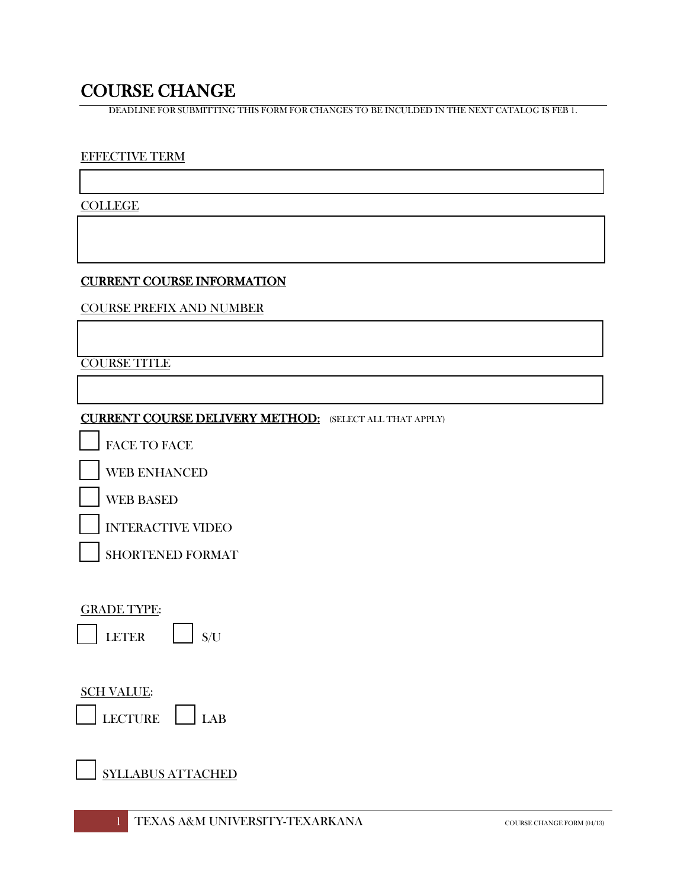# COURSE CHANGE

DEADLINE FOR SUBMITTING THIS FORM FOR CHANGES TO BE INCULDED IN THE NEXT CATALOG IS FEB 1.

EFFECTIVE TERM

COLLEGE

**CURRENT COURSE INFORMATION**

COURSE PREFIX AND NUMBER

COURSE TITLE

**CURRENT COURSE DELIVERY METHOD:** (SELECT ALL THAT APPLY)

- [ ] FACE TO FACE
- [ ] WEB ENHANCED
- [ ] WEB BASED
- [ ] INTERACTIVE VIDEO
- [ ] SHORTENED FORMAT

GRADE TYPE:

- [ ] LETER
- [ ] S/U

SCH VALUE:

- [ ] LECTURE
- [ ] LAB

- [ ] SYLLABUS ATTACHED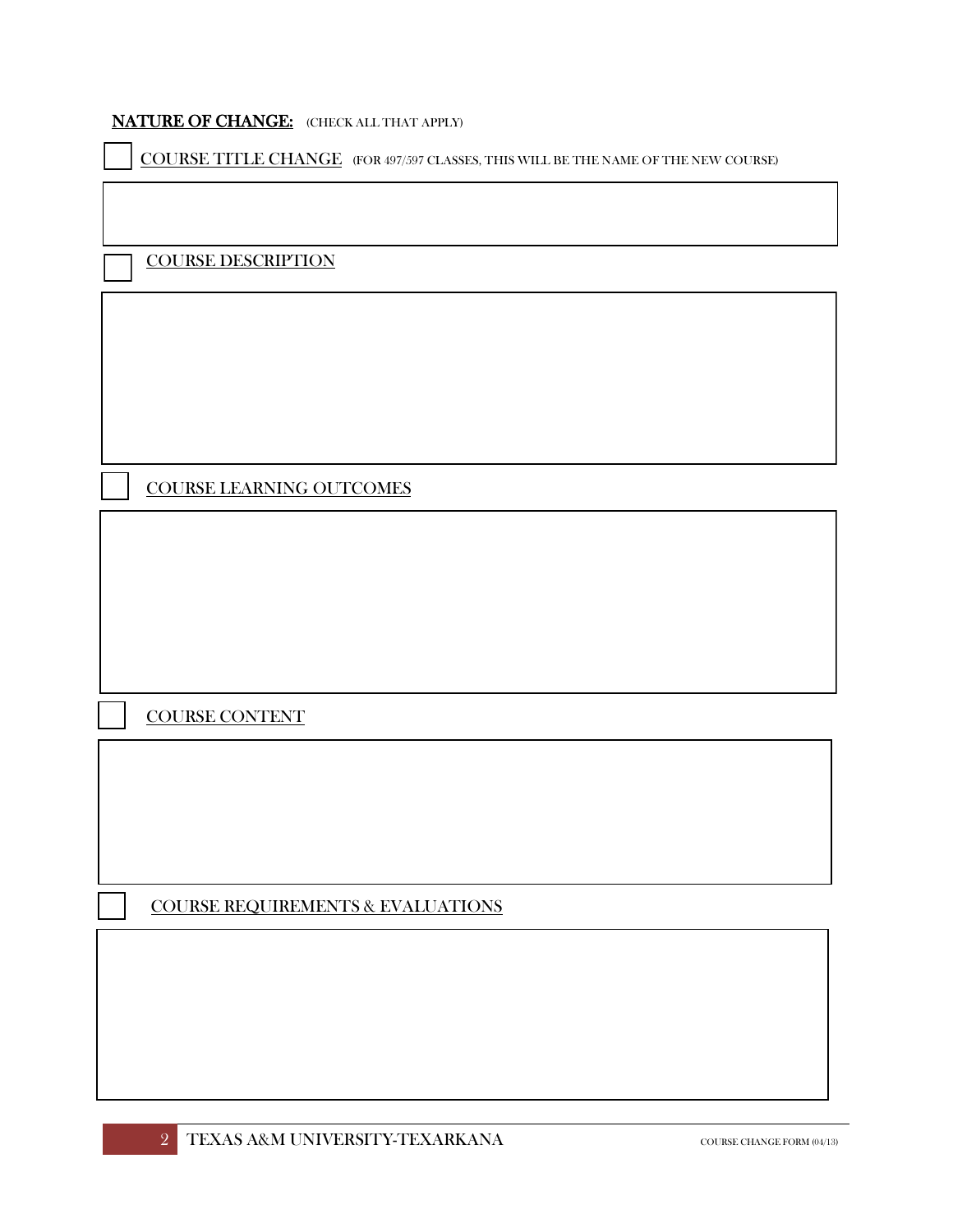**NATURE OF CHANGE:** (CHECK ALL THAT APPLY)

☐ COURSE TITLE CHANGE (FOR 497/597 CLASSES, THIS WILL BE THE NAME OF THE NEW COURSE)

☐ COURSE DESCRIPTION

☐ COURSE LEARNING OUTCOMES

☐ COURSE CONTENT

☐ COURSE REQUIREMENTS & EVALUATIONS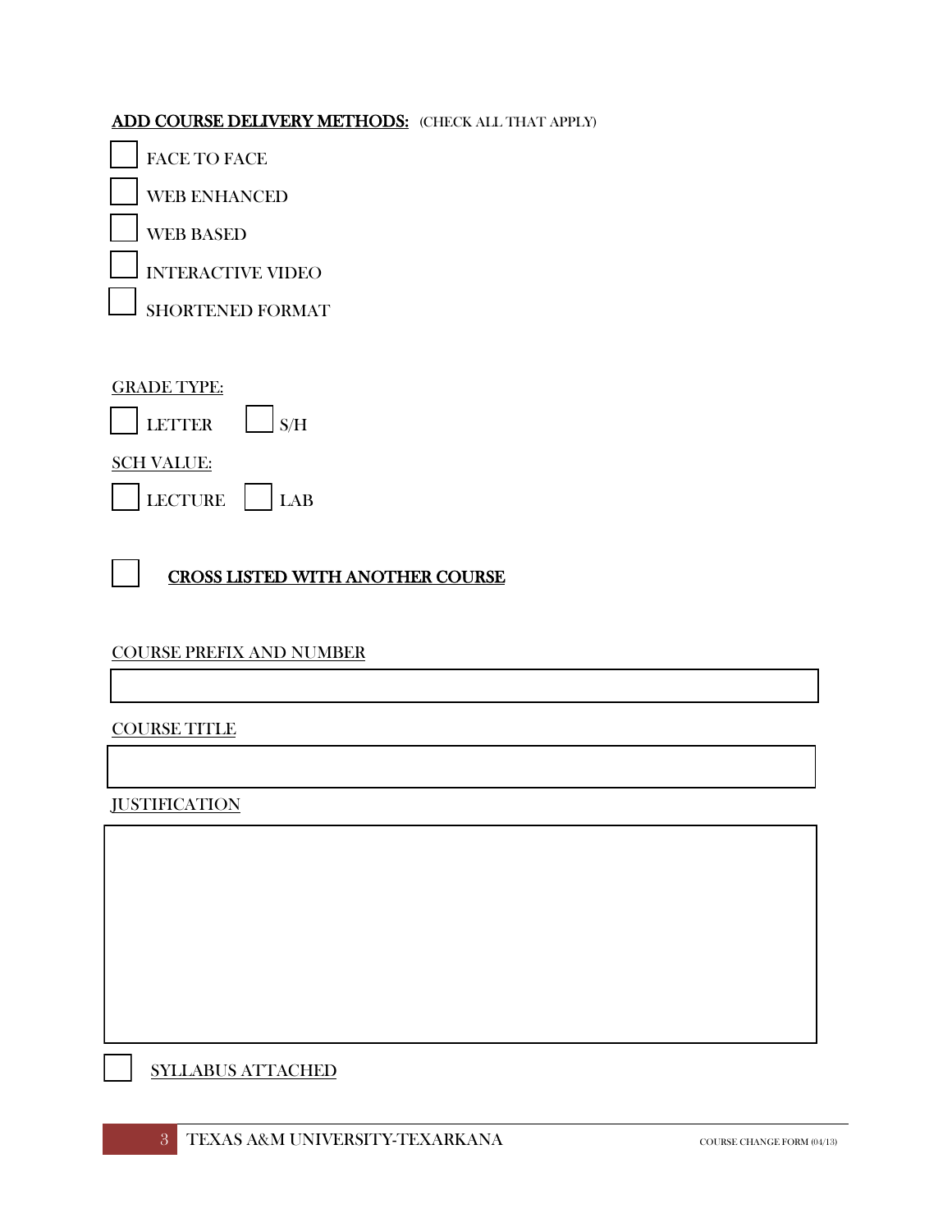**ADD COURSE DELIVERY METHODS:** (CHECK ALL THAT APPLY)

- [ ] FACE TO FACE
- [ ] WEB ENHANCED
- [ ] WEB BASED
- [ ] INTERACTIVE VIDEO
- [ ] SHORTENED FORMAT

GRADE TYPE:

- [ ] LETTER
- [ ] S/H

SCH VALUE:

- [ ] LECTURE
- [ ] LAB

- [ ] **CROSS LISTED WITH ANOTHER COURSE**

COURSE PREFIX AND NUMBER

| |
|---|
| |

COURSE TITLE

| |
|---|
| |

JUSTIFICATION

| |
|---|
| |

- [ ] SYLLABUS ATTACHED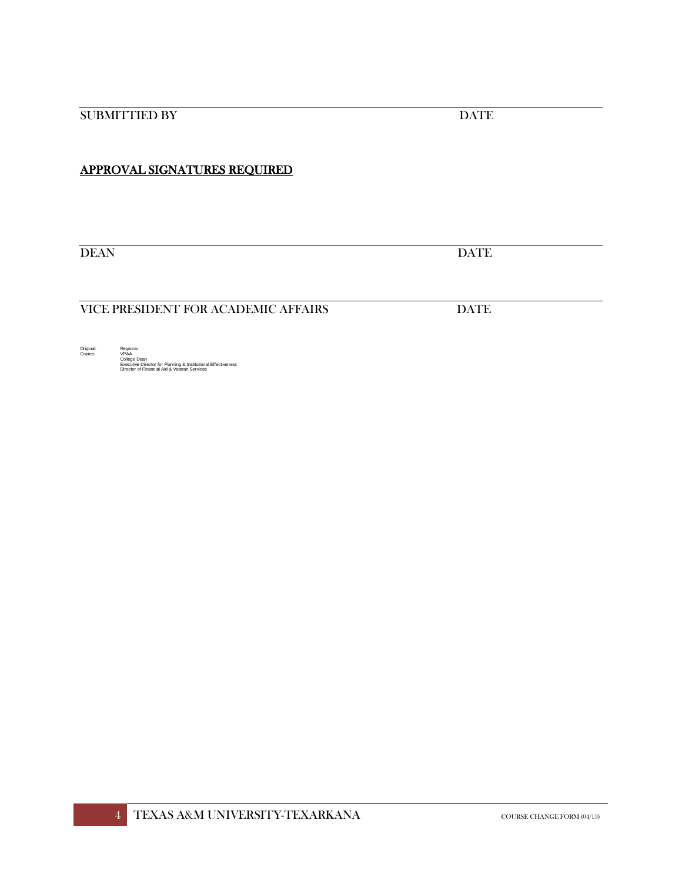SUBMITTIED BY DATE

**APPROVAL SIGNATURES REQUIRED**

DEAN DATE

VICE PRESIDENT FOR ACADEMIC AFFAIRS DATE

Original: Registrar
Copies: VPAA
College Dean
Executive Director for Planning & Institutional Effectiveness
Director of Financial Aid & Veteran Services